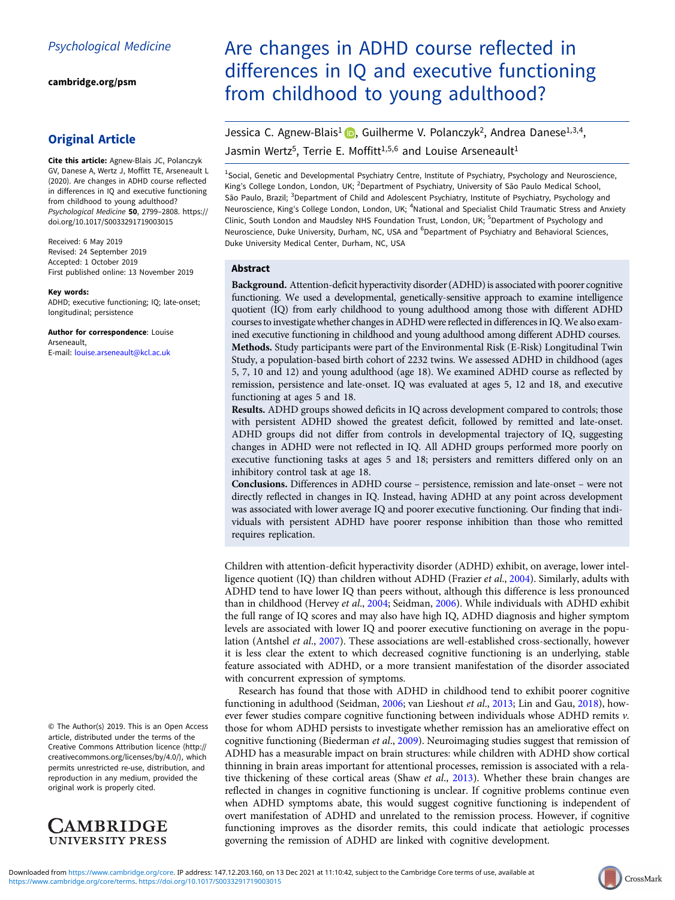Psychological Medicine

cambridge.org/psm

## Original Article

**Cite this article:** Agnew-Blais JC, Polanczyk GV, Danese A, Wertz J, Moffitt TE, Arseneault L (2020). Are changes in ADHD course reflected in differences in IQ and executive functioning from childhood to young adulthood? *Psychological Medicine* **50**, 2799–2808. https://doi.org/10.1017/S0033291719003015

Received: 6 May 2019
Revised: 24 September 2019
Accepted: 1 October 2019
First published online: 13 November 2019

**Key words:**
ADHD; executive functioning; IQ; late-onset; longitudinal; persistence

**Author for correspondence**: Louise Arseneault,
E-mail: louise.arseneault@kcl.ac.uk

© The Author(s) 2019. This is an Open Access article, distributed under the terms of the Creative Commons Attribution licence (http://creativecommons.org/licenses/by/4.0/), which permits unrestricted re-use, distribution, and reproduction in any medium, provided the original work is properly cited.

# Are changes in ADHD course reflected in differences in IQ and executive functioning from childhood to young adulthood?

Jessica C. Agnew-Blais[1], Guilherme V. Polanczyk[2], Andrea Danese[1,3,4], Jasmin Wertz[5], Terrie E. Moffitt[1,5,6] and Louise Arseneault[1]

[1]Social, Genetic and Developmental Psychiatry Centre, Institute of Psychiatry, Psychology and Neuroscience, King's College London, London, UK; [2]Department of Psychiatry, University of São Paulo Medical School, São Paulo, Brazil; [3]Department of Child and Adolescent Psychiatry, Institute of Psychiatry, Psychology and Neuroscience, King's College London, London, UK; [4]National and Specialist Child Traumatic Stress and Anxiety Clinic, South London and Maudsley NHS Foundation Trust, London, UK; [5]Department of Psychology and Neuroscience, Duke University, Durham, NC, USA and [6]Department of Psychiatry and Behavioral Sciences, Duke University Medical Center, Durham, NC, USA

## Abstract

**Background.** Attention-deficit hyperactivity disorder (ADHD) is associated with poorer cognitive functioning. We used a developmental, genetically-sensitive approach to examine intelligence quotient (IQ) from early childhood to young adulthood among those with different ADHD courses to investigate whether changes in ADHD were reflected in differences in IQ. We also examined executive functioning in childhood and young adulthood among different ADHD courses.

**Methods.** Study participants were part of the Environmental Risk (E-Risk) Longitudinal Twin Study, a population-based birth cohort of 2232 twins. We assessed ADHD in childhood (ages 5, 7, 10 and 12) and young adulthood (age 18). We examined ADHD course as reflected by remission, persistence and late-onset. IQ was evaluated at ages 5, 12 and 18, and executive functioning at ages 5 and 18.

**Results.** ADHD groups showed deficits in IQ across development compared to controls; those with persistent ADHD showed the greatest deficit, followed by remitted and late-onset. ADHD groups did not differ from controls in developmental trajectory of IQ, suggesting changes in ADHD were not reflected in IQ. All ADHD groups performed more poorly on executive functioning tasks at ages 5 and 18; persisters and remitters differed only on an inhibitory control task at age 18.

**Conclusions.** Differences in ADHD course – persistence, remission and late-onset – were not directly reflected in changes in IQ. Instead, having ADHD at any point across development was associated with lower average IQ and poorer executive functioning. Our finding that individuals with persistent ADHD have poorer response inhibition than those who remitted requires replication.

Children with attention-deficit hyperactivity disorder (ADHD) exhibit, on average, lower intelligence quotient (IQ) than children without ADHD (Frazier *et al.*, 2004). Similarly, adults with ADHD tend to have lower IQ than peers without, although this difference is less pronounced than in childhood (Hervey *et al.*, 2004; Seidman, 2006). While individuals with ADHD exhibit the full range of IQ scores and may also have high IQ, ADHD diagnosis and higher symptom levels are associated with lower IQ and poorer executive functioning on average in the population (Antshel *et al.*, 2007). These associations are well-established cross-sectionally, however it is less clear the extent to which decreased cognitive functioning is an underlying, stable feature associated with ADHD, or a more transient manifestation of the disorder associated with concurrent expression of symptoms.

Research has found that those with ADHD in childhood tend to exhibit poorer cognitive functioning in adulthood (Seidman, 2006; van Lieshout *et al.*, 2013; Lin and Gau, 2018), however fewer studies compare cognitive functioning between individuals whose ADHD remits *v.* those for whom ADHD persists to investigate whether remission has an ameliorative effect on cognitive functioning (Biederman *et al.*, 2009). Neuroimaging studies suggest that remission of ADHD has a measurable impact on brain structures: while children with ADHD show cortical thinning in brain areas important for attentional processes, remission is associated with a relative thickening of these cortical areas (Shaw *et al.*, 2013). Whether these brain changes are reflected in changes in cognitive functioning is unclear. If cognitive problems continue even when ADHD symptoms abate, this would suggest cognitive functioning is independent of overt manifestation of ADHD and unrelated to the remission process. However, if cognitive functioning improves as the disorder remits, this could indicate that aetiologic processes governing the remission of ADHD are linked with cognitive development.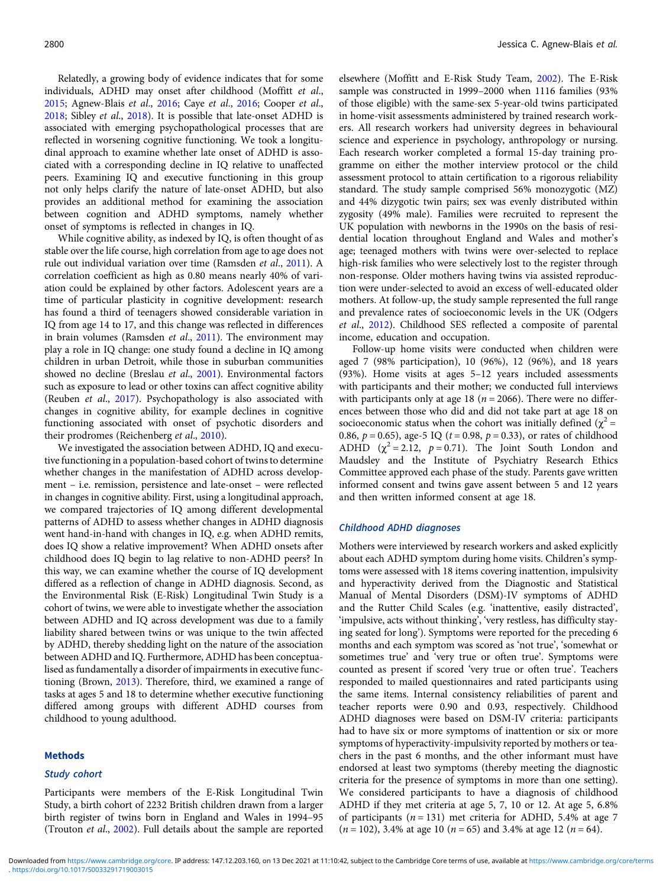Relatedly, a growing body of evidence indicates that for some individuals, ADHD may onset after childhood (Moffitt *et al.*, 2015; Agnew-Blais *et al.*, 2016; Caye *et al.*, 2016; Cooper *et al.*, 2018; Sibley *et al.*, 2018). It is possible that late-onset ADHD is associated with emerging psychopathological processes that are reflected in worsening cognitive functioning. We took a longitudinal approach to examine whether late onset of ADHD is associated with a corresponding decline in IQ relative to unaffected peers. Examining IQ and executive functioning in this group not only helps clarify the nature of late-onset ADHD, but also provides an additional method for examining the association between cognition and ADHD symptoms, namely whether onset of symptoms is reflected in changes in IQ.

While cognitive ability, as indexed by IQ, is often thought of as stable over the life course, high correlation from age to age does not rule out individual variation over time (Ramsden *et al.*, 2011). A correlation coefficient as high as 0.80 means nearly 40% of variation could be explained by other factors. Adolescent years are a time of particular plasticity in cognitive development: research has found a third of teenagers showed considerable variation in IQ from age 14 to 17, and this change was reflected in differences in brain volumes (Ramsden *et al.*, 2011). The environment may play a role in IQ change: one study found a decline in IQ among children in urban Detroit, while those in suburban communities showed no decline (Breslau *et al.*, 2001). Environmental factors such as exposure to lead or other toxins can affect cognitive ability (Reuben *et al.*, 2017). Psychopathology is also associated with changes in cognitive ability, for example declines in cognitive functioning associated with onset of psychotic disorders and their prodromes (Reichenberg *et al.*, 2010).

We investigated the association between ADHD, IQ and executive functioning in a population-based cohort of twins to determine whether changes in the manifestation of ADHD across development – i.e. remission, persistence and late-onset – were reflected in changes in cognitive ability. First, using a longitudinal approach, we compared trajectories of IQ among different developmental patterns of ADHD to assess whether changes in ADHD diagnosis went hand-in-hand with changes in IQ, e.g. when ADHD remits, does IQ show a relative improvement? When ADHD onsets after childhood does IQ begin to lag relative to non-ADHD peers? In this way, we can examine whether the course of IQ development differed as a reflection of change in ADHD diagnosis. Second, as the Environmental Risk (E-Risk) Longitudinal Twin Study is a cohort of twins, we were able to investigate whether the association between ADHD and IQ across development was due to a family liability shared between twins or was unique to the twin affected by ADHD, thereby shedding light on the nature of the association between ADHD and IQ. Furthermore, ADHD has been conceptualised as fundamentally a disorder of impairments in executive functioning (Brown, 2013). Therefore, third, we examined a range of tasks at ages 5 and 18 to determine whether executive functioning differed among groups with different ADHD courses from childhood to young adulthood.

## Methods

### Study cohort

Participants were members of the E-Risk Longitudinal Twin Study, a birth cohort of 2232 British children drawn from a larger birth register of twins born in England and Wales in 1994–95 (Trouton *et al.*, 2002). Full details about the sample are reported elsewhere (Moffitt and E-Risk Study Team, 2002). The E-Risk sample was constructed in 1999–2000 when 1116 families (93% of those eligible) with the same-sex 5-year-old twins participated in home-visit assessments administered by trained research workers. All research workers had university degrees in behavioural science and experience in psychology, anthropology or nursing. Each research worker completed a formal 15-day training programme on either the mother interview protocol or the child assessment protocol to attain certification to a rigorous reliability standard. The study sample comprised 56% monozygotic (MZ) and 44% dizygotic twin pairs; sex was evenly distributed within zygosity (49% male). Families were recruited to represent the UK population with newborns in the 1990s on the basis of residential location throughout England and Wales and mother's age; teenaged mothers with twins were over-selected to replace high-risk families who were selectively lost to the register through non-response. Older mothers having twins via assisted reproduction were under-selected to avoid an excess of well-educated older mothers. At follow-up, the study sample represented the full range and prevalence rates of socioeconomic levels in the UK (Odgers *et al.*, 2012). Childhood SES reflected a composite of parental income, education and occupation.

Follow-up home visits were conducted when children were aged 7 (98% participation), 10 (96%), 12 (96%), and 18 years (93%). Home visits at ages 5–12 years included assessments with participants and their mother; we conducted full interviews with participants only at age 18 ($n = 2066$). There were no differences between those who did and did not take part at age 18 on socioeconomic status when the cohort was initially defined ($\chi^2 = 0.86$, $p = 0.65$), age-5 IQ ($t = 0.98$, $p = 0.33$), or rates of childhood ADHD ($\chi^2 = 2.12$, $p = 0.71$). The Joint South London and Maudsley and the Institute of Psychiatry Research Ethics Committee approved each phase of the study. Parents gave written informed consent and twins gave assent between 5 and 12 years and then written informed consent at age 18.

### Childhood ADHD diagnoses

Mothers were interviewed by research workers and asked explicitly about each ADHD symptom during home visits. Children's symptoms were assessed with 18 items covering inattention, impulsivity and hyperactivity derived from the Diagnostic and Statistical Manual of Mental Disorders (DSM)-IV symptoms of ADHD and the Rutter Child Scales (e.g. 'inattentive, easily distracted', 'impulsive, acts without thinking', 'very restless, has difficulty staying seated for long'). Symptoms were reported for the preceding 6 months and each symptom was scored as 'not true', 'somewhat or sometimes true' and 'very true or often true'. Symptoms were counted as present if scored 'very true or often true'. Teachers responded to mailed questionnaires and rated participants using the same items. Internal consistency reliabilities of parent and teacher reports were 0.90 and 0.93, respectively. Childhood ADHD diagnoses were based on DSM-IV criteria: participants had to have six or more symptoms of inattention or six or more symptoms of hyperactivity-impulsivity reported by mothers or teachers in the past 6 months, and the other informant must have endorsed at least two symptoms (thereby meeting the diagnostic criteria for the presence of symptoms in more than one setting). We considered participants to have a diagnosis of childhood ADHD if they met criteria at age 5, 7, 10 or 12. At age 5, 6.8% of participants ($n = 131$) met criteria for ADHD, 5.4% at age 7 ($n = 102$), 3.4% at age 10 ($n = 65$) and 3.4% at age 12 ($n = 64$).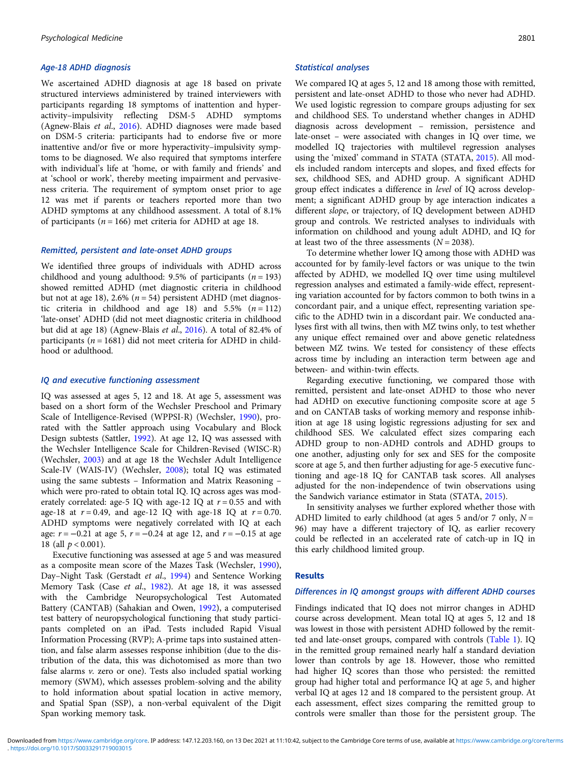### Age-18 ADHD diagnosis

We ascertained ADHD diagnosis at age 18 based on private structured interviews administered by trained interviewers with participants regarding 18 symptoms of inattention and hyperactivity–impulsivity reflecting DSM-5 ADHD symptoms (Agnew-Blais *et al*., 2016). ADHD diagnoses were made based on DSM-5 criteria: participants had to endorse five or more inattentive and/or five or more hyperactivity–impulsivity symptoms to be diagnosed. We also required that symptoms interfere with individual's life at 'home, or with family and friends' and at 'school or work', thereby meeting impairment and pervasiveness criteria. The requirement of symptom onset prior to age 12 was met if parents or teachers reported more than two ADHD symptoms at any childhood assessment. A total of 8.1% of participants ($n = 166$) met criteria for ADHD at age 18.

### Remitted, persistent and late-onset ADHD groups

We identified three groups of individuals with ADHD across childhood and young adulthood: 9.5% of participants ($n = 193$) showed remitted ADHD (met diagnostic criteria in childhood but not at age 18), 2.6% ($n = 54$) persistent ADHD (met diagnostic criteria in childhood and age 18) and 5.5% ($n = 112$) 'late-onset' ADHD (did not meet diagnostic criteria in childhood but did at age 18) (Agnew-Blais *et al*., 2016). A total of 82.4% of participants ($n = 1681$) did not meet criteria for ADHD in childhood or adulthood.

### IQ and executive functioning assessment

IQ was assessed at ages 5, 12 and 18. At age 5, assessment was based on a short form of the Wechsler Preschool and Primary Scale of Intelligence-Revised (WPPSI-R) (Wechsler, 1990), prorated with the Sattler approach using Vocabulary and Block Design subtests (Sattler, 1992). At age 12, IQ was assessed with the Wechsler Intelligence Scale for Children-Revised (WISC-R) (Wechsler, 2003) and at age 18 the Wechsler Adult Intelligence Scale-IV (WAIS-IV) (Wechsler, 2008); total IQ was estimated using the same subtests – Information and Matrix Reasoning – which were pro-rated to obtain total IQ. IQ across ages was moderately correlated: age-5 IQ with age-12 IQ at $r = 0.55$ and with age-18 at $r = 0.49$, and age-12 IQ with age-18 IQ at $r = 0.70$. ADHD symptoms were negatively correlated with IQ at each age: $r = -0.21$ at age 5, $r = -0.24$ at age 12, and $r = -0.15$ at age 18 (all $p < 0.001$).

Executive functioning was assessed at age 5 and was measured as a composite mean score of the Mazes Task (Wechsler, 1990), Day–Night Task (Gerstadt *et al*., 1994) and Sentence Working Memory Task (Case *et al*., 1982). At age 18, it was assessed with the Cambridge Neuropsychological Test Automated Battery (CANTAB) (Sahakian and Owen, 1992), a computerised test battery of neuropsychological functioning that study participants completed on an iPad. Tests included Rapid Visual Information Processing (RVP); A-prime taps into sustained attention, and false alarm assesses response inhibition (due to the distribution of the data, this was dichotomised as more than two false alarms *v*. zero or one). Tests also included spatial working memory (SWM), which assesses problem-solving and the ability to hold information about spatial location in active memory, and Spatial Span (SSP), a non-verbal equivalent of the Digit Span working memory task.

### Statistical analyses

We compared IQ at ages 5, 12 and 18 among those with remitted, persistent and late-onset ADHD to those who never had ADHD. We used logistic regression to compare groups adjusting for sex and childhood SES. To understand whether changes in ADHD diagnosis across development – remission, persistence and late-onset – were associated with changes in IQ over time, we modelled IQ trajectories with multilevel regression analyses using the 'mixed' command in STATA (STATA, 2015). All models included random intercepts and slopes, and fixed effects for sex, childhood SES, and ADHD group. A significant ADHD group effect indicates a difference in *level* of IQ across development; a significant ADHD group by age interaction indicates a different *slope*, or trajectory, of IQ development between ADHD group and controls. We restricted analyses to individuals with information on childhood and young adult ADHD, and IQ for at least two of the three assessments ($N = 2038$).

To determine whether lower IQ among those with ADHD was accounted for by family-level factors or was unique to the twin affected by ADHD, we modelled IQ over time using multilevel regression analyses and estimated a family-wide effect, representing variation accounted for by factors common to both twins in a concordant pair, and a unique effect, representing variation specific to the ADHD twin in a discordant pair. We conducted analyses first with all twins, then with MZ twins only, to test whether any unique effect remained over and above genetic relatedness between MZ twins. We tested for consistency of these effects across time by including an interaction term between age and between- and within-twin effects.

Regarding executive functioning, we compared those with remitted, persistent and late-onset ADHD to those who never had ADHD on executive functioning composite score at age 5 and on CANTAB tasks of working memory and response inhibition at age 18 using logistic regressions adjusting for sex and childhood SES. We calculated effect sizes comparing each ADHD group to non-ADHD controls and ADHD groups to one another, adjusting only for sex and SES for the composite score at age 5, and then further adjusting for age-5 executive functioning and age-18 IQ for CANTAB task scores. All analyses adjusted for the non-independence of twin observations using the Sandwich variance estimator in Stata (STATA, 2015).

In sensitivity analyses we further explored whether those with ADHD limited to early childhood (at ages 5 and/or 7 only, $N = 96$) may have a different trajectory of IQ, as earlier recovery could be reflected in an accelerated rate of catch-up in IQ in this early childhood limited group.

## Results

### Differences in IQ amongst groups with different ADHD courses

Findings indicated that IQ does not mirror changes in ADHD course across development. Mean total IQ at ages 5, 12 and 18 was lowest in those with persistent ADHD followed by the remitted and late-onset groups, compared with controls (Table 1). IQ in the remitted group remained nearly half a standard deviation lower than controls by age 18. However, those who remitted had higher IQ scores than those who persisted: the remitted group had higher total and performance IQ at age 5, and higher verbal IQ at ages 12 and 18 compared to the persistent group. At each assessment, effect sizes comparing the remitted group to controls were smaller than those for the persistent group. The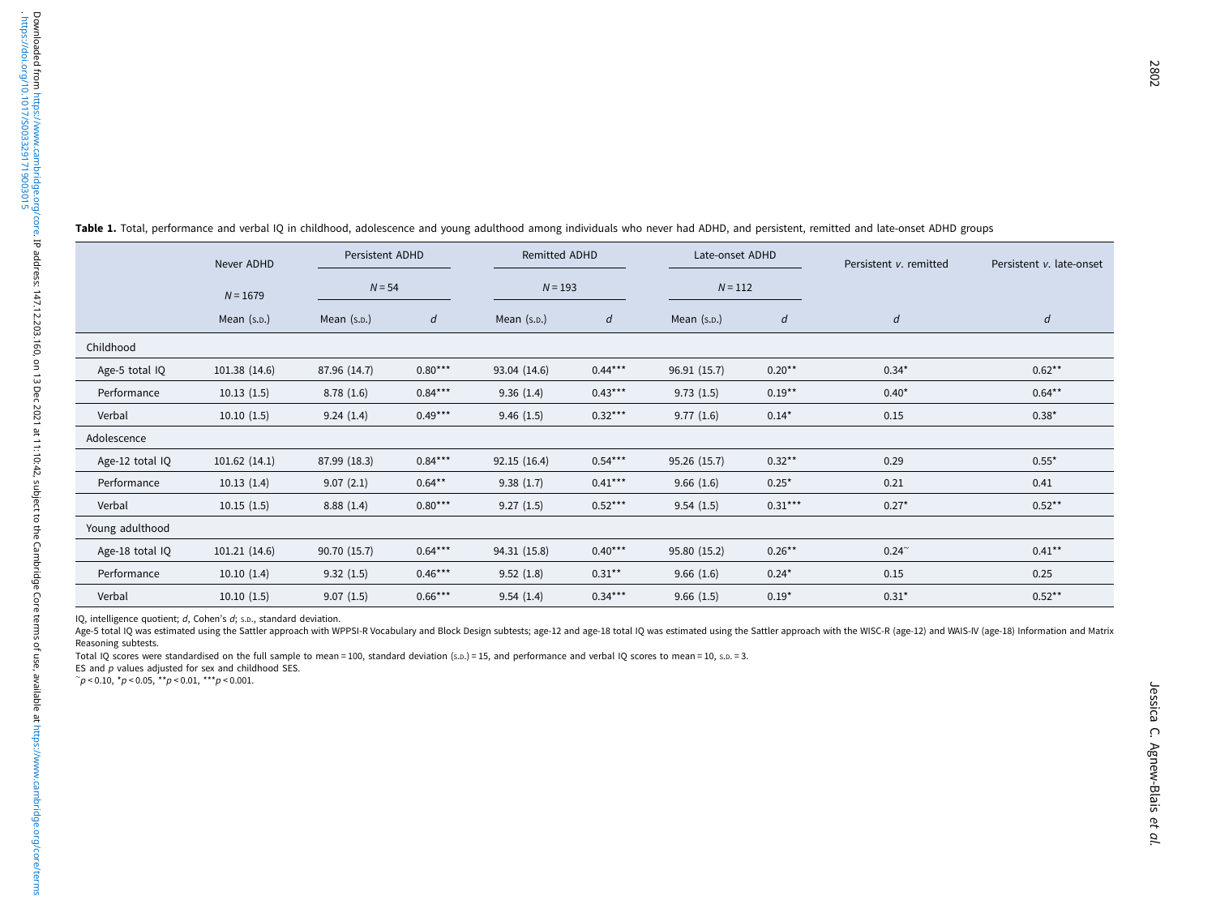**Table 1.** Total, performance and verbal IQ in childhood, adolescence and young adulthood among individuals who never had ADHD, and persistent, remitted and late-onset ADHD groups

| | Never ADHD | Persistent ADHD | | Remitted ADHD | | Late-onset ADHD | | Persistent *v.* remitted | Persistent *v.* late-onset |
|---|---|---|---|---|---|---|---|---|---|
| | *N* = 1679 | *N* = 54 | | *N* = 193 | | *N* = 112 | | | |
| | Mean (s.d.) | Mean (s.d.) | *d* | Mean (s.d.) | *d* | Mean (s.d.) | *d* | *d* | *d* |
| Childhood | | | | | | | | | |
| Age-5 total IQ | 101.38 (14.6) | 87.96 (14.7) | 0.80*** | 93.04 (14.6) | 0.44*** | 96.91 (15.7) | 0.20** | 0.34* | 0.62** |
| Performance | 10.13 (1.5) | 8.78 (1.6) | 0.84*** | 9.36 (1.4) | 0.43*** | 9.73 (1.5) | 0.19** | 0.40* | 0.64** |
| Verbal | 10.10 (1.5) | 9.24 (1.4) | 0.49*** | 9.46 (1.5) | 0.32*** | 9.77 (1.6) | 0.14* | 0.15 | 0.38* |
| Adolescence | | | | | | | | | |
| Age-12 total IQ | 101.62 (14.1) | 87.99 (18.3) | 0.84*** | 92.15 (16.4) | 0.54*** | 95.26 (15.7) | 0.32** | 0.29 | 0.55* |
| Performance | 10.13 (1.4) | 9.07 (2.1) | 0.64** | 9.38 (1.7) | 0.41*** | 9.66 (1.6) | 0.25* | 0.21 | 0.41 |
| Verbal | 10.15 (1.5) | 8.88 (1.4) | 0.80*** | 9.27 (1.5) | 0.52*** | 9.54 (1.5) | 0.31*** | 0.27* | 0.52** |
| Young adulthood | | | | | | | | | |
| Age-18 total IQ | 101.21 (14.6) | 90.70 (15.7) | 0.64*** | 94.31 (15.8) | 0.40*** | 95.80 (15.2) | 0.26** | 0.24~ | 0.41** |
| Performance | 10.10 (1.4) | 9.32 (1.5) | 0.46*** | 9.52 (1.8) | 0.31** | 9.66 (1.6) | 0.24* | 0.15 | 0.25 |
| Verbal | 10.10 (1.5) | 9.07 (1.5) | 0.66*** | 9.54 (1.4) | 0.34*** | 9.66 (1.5) | 0.19* | 0.31* | 0.52** |

IQ, intelligence quotient; *d*, Cohen's *d*; s.d., standard deviation.

Age-5 total IQ was estimated using the Sattler approach with WPPSI-R Vocabulary and Block Design subtests; age-12 and age-18 total IQ was estimated using the Sattler approach with the WISC-R (age-12) and WAIS-IV (age-18) Information and Matrix Reasoning subtests.

Total IQ scores were standardised on the full sample to mean = 100, standard deviation (s.d.) = 15, and performance and verbal IQ scores to mean = 10, s.d. = 3.

ES and *p* values adjusted for sex and childhood SES.

~$p < 0.10$, *$p < 0.05$, **$p < 0.01$, ***$p < 0.001$.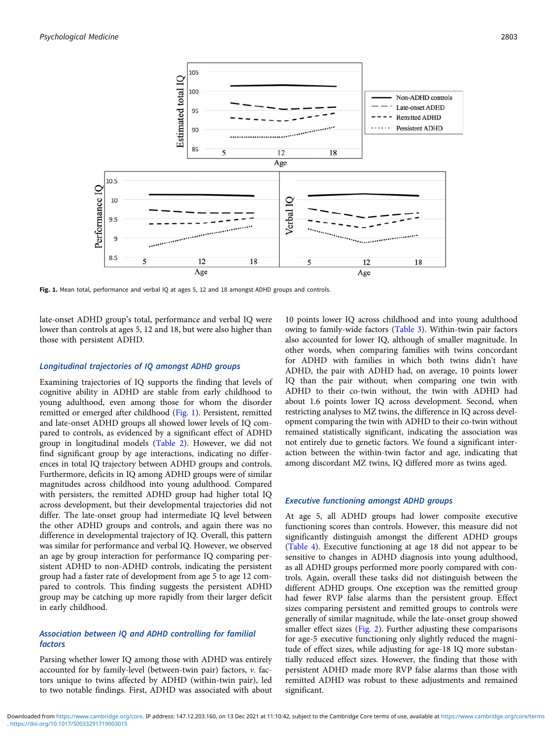Fig. 1. Mean total, performance and verbal IQ at ages 5, 12 and 18 amongst ADHD groups and controls.

late-onset ADHD group's total, performance and verbal IQ were lower than controls at ages 5, 12 and 18, but were also higher than those with persistent ADHD.

### Longitudinal trajectories of IQ amongst ADHD groups

Examining trajectories of IQ supports the finding that levels of cognitive ability in ADHD are stable from early childhood to young adulthood, even among those for whom the disorder remitted or emerged after childhood (Fig. 1). Persistent, remitted and late-onset ADHD groups all showed lower levels of IQ compared to controls, as evidenced by a significant effect of ADHD group in longitudinal models (Table 2). However, we did not find significant group by age interactions, indicating no differences in total IQ trajectory between ADHD groups and controls. Furthermore, deficits in IQ among ADHD groups were of similar magnitudes across childhood into young adulthood. Compared with persisters, the remitted ADHD group had higher total IQ across development, but their developmental trajectories did not differ. The late-onset group had intermediate IQ level between the other ADHD groups and controls, and again there was no difference in developmental trajectory of IQ. Overall, this pattern was similar for performance and verbal IQ. However, we observed an age by group interaction for performance IQ comparing persistent ADHD to non-ADHD controls, indicating the persistent group had a faster rate of development from age 5 to age 12 compared to controls. This finding suggests the persistent ADHD group may be catching up more rapidly from their larger deficit in early childhood.

### Association between IQ and ADHD controlling for familial factors

Parsing whether lower IQ among those with ADHD was entirely accounted for by family-level (between-twin pair) factors, *v.* factors unique to twins affected by ADHD (within-twin pair), led to two notable findings. First, ADHD was associated with about 10 points lower IQ across childhood and into young adulthood owing to family-wide factors (Table 3). Within-twin pair factors also accounted for lower IQ, although of smaller magnitude. In other words, when comparing families with twins concordant for ADHD with families in which both twins didn't have ADHD, the pair with ADHD had, on average, 10 points lower IQ than the pair without; when comparing one twin with ADHD to their co-twin without, the twin with ADHD had about 1.6 points lower IQ across development. Second, when restricting analyses to MZ twins, the difference in IQ across development comparing the twin with ADHD to their co-twin without remained statistically significant, indicating the association was not entirely due to genetic factors. We found a significant interaction between the within-twin factor and age, indicating that among discordant MZ twins, IQ differed more as twins aged.

### Executive functioning amongst ADHD groups

At age 5, all ADHD groups had lower composite executive functioning scores than controls. However, this measure did not significantly distinguish amongst the different ADHD groups (Table 4). Executive functioning at age 18 did not appear to be sensitive to changes in ADHD diagnosis into young adulthood, as all ADHD groups performed more poorly compared with controls. Again, overall these tasks did not distinguish between the different ADHD groups. One exception was the remitted group had fewer RVP false alarms than the persistent group. Effect sizes comparing persistent and remitted groups to controls were generally of similar magnitude, while the late-onset group showed smaller effect sizes (Fig. 2). Further adjusting these comparisons for age-5 executive functioning only slightly reduced the magnitude of effect sizes, while adjusting for age-18 IQ more substantially reduced effect sizes. However, the finding that those with persistent ADHD made more RVP false alarms than those with remitted ADHD was robust to these adjustments and remained significant.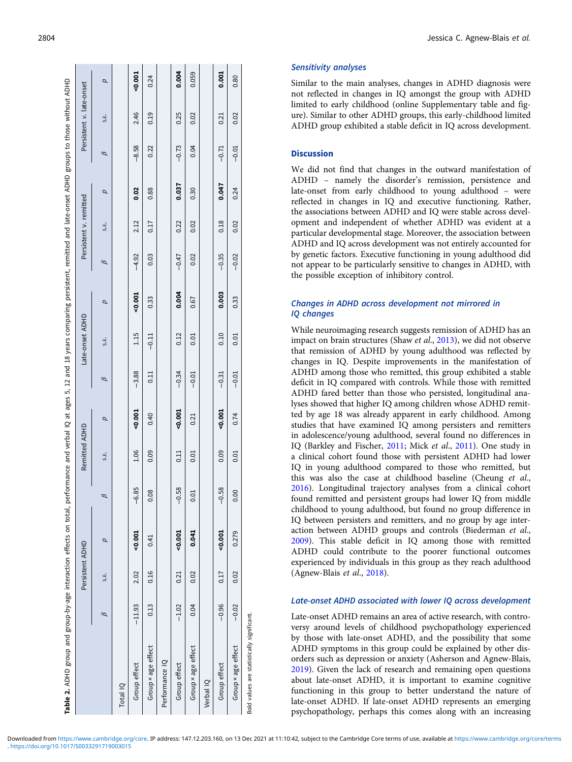**Table 2.** ADHD group and group-by-age interaction effects on total, performance and verbal IQ at ages 5, 12 and 18 years comparing persistent, remitted and late-onset ADHD groups to those without ADHD

| | Persistent ADHD | | | Remitted ADHD | | | Late-onset ADHD | | | Persistent *v.* remitted | | | Persistent *v.* late-onset | | |
|---|---|---|---|---|---|---|---|---|---|---|---|---|---|---|---|
| | *β* | S.E. | *p* | *β* | S.E. | *p* | *β* | S.E. | *p* | *β* | S.E. | *p* | *β* | S.E. | *p* |
| Total IQ | | | | | | | | | | | | | | | |
| Group effect | −11.93 | 2.02 | **<0.001** | −6.85 | 1.06 | **<0.001** | −3.88 | 1.15 | **<0.001** | −4.92 | 2.12 | **0.02** | −8.58 | 2.46 | **<0.001** |
| Group × age effect | 0.13 | 0.16 | 0.41 | 0.08 | 0.09 | 0.40 | 0.11 | −0.11 | 0.33 | 0.03 | 0.17 | 0.88 | 0.22 | 0.19 | 0.24 |
| Performance IQ | | | | | | | | | | | | | | | |
| Group effect | −1.02 | 0.21 | **<0.001** | −0.58 | 0.11 | **<0.001** | −0.34 | 0.12 | **0.004** | −0.47 | 0.22 | **0.037** | −0.73 | 0.25 | **0.004** |
| Group × age effect | 0.04 | 0.02 | **0.041** | 0.01 | 0.01 | 0.21 | −0.01 | 0.01 | 0.67 | 0.02 | 0.02 | 0.30 | 0.04 | 0.02 | 0.059 |
| Verbal IQ | | | | | | | | | | | | | | | |
| Group effect | −0.96 | 0.17 | **<0.001** | −0.58 | 0.09 | **<0.001** | −0.31 | 0.10 | **0.003** | −0.35 | 0.18 | **0.047** | −0.71 | 0.21 | **0.001** |
| Group × age effect | −0.02 | 0.02 | 0.279 | 0.00 | 0.01 | 0.74 | −0.01 | 0.01 | 0.33 | −0.02 | 0.02 | 0.24 | −0.01 | 0.02 | 0.80 |

Bold values are statistically significant.

### *Sensitivity analyses*

Similar to the main analyses, changes in ADHD diagnosis were not reflected in changes in IQ amongst the group with ADHD limited to early childhood (online Supplementary table and figure). Similar to other ADHD groups, this early-childhood limited ADHD group exhibited a stable deficit in IQ across development.

## Discussion

We did not find that changes in the outward manifestation of ADHD – namely the disorder's remission, persistence and late-onset from early childhood to young adulthood – were reflected in changes in IQ and executive functioning. Rather, the associations between ADHD and IQ were stable across development and independent of whether ADHD was evident at a particular developmental stage. Moreover, the association between ADHD and IQ across development was not entirely accounted for by genetic factors. Executive functioning in young adulthood did not appear to be particularly sensitive to changes in ADHD, with the possible exception of inhibitory control.

### *Changes in ADHD across development not mirrored in IQ changes*

While neuroimaging research suggests remission of ADHD has an impact on brain structures (Shaw *et al*., 2013), we did not observe that remission of ADHD by young adulthood was reflected by changes in IQ. Despite improvements in the manifestation of ADHD among those who remitted, this group exhibited a stable deficit in IQ compared with controls. While those with remitted ADHD fared better than those who persisted, longitudinal analyses showed that higher IQ among children whose ADHD remitted by age 18 was already apparent in early childhood. Among studies that have examined IQ among persisters and remitters in adolescence/young adulthood, several found no differences in IQ (Barkley and Fischer, 2011; Mick *et al*., 2011). One study in a clinical cohort found those with persistent ADHD had lower IQ in young adulthood compared to those who remitted, but this was also the case at childhood baseline (Cheung *et al*., 2016). Longitudinal trajectory analyses from a clinical cohort found remitted and persistent groups had lower IQ from middle childhood to young adulthood, but found no group difference in IQ between persisters and remitters, and no group by age interaction between ADHD groups and controls (Biederman *et al*., 2009). This stable deficit in IQ among those with remitted ADHD could contribute to the poorer functional outcomes experienced by individuals in this group as they reach adulthood (Agnew-Blais *et al*., 2018).

### *Late-onset ADHD associated with lower IQ across development*

Late-onset ADHD remains an area of active research, with controversy around levels of childhood psychopathology experienced by those with late-onset ADHD, and the possibility that some ADHD symptoms in this group could be explained by other disorders such as depression or anxiety (Asherson and Agnew-Blais, 2019). Given the lack of research and remaining open questions about late-onset ADHD, it is important to examine cognitive functioning in this group to better understand the nature of late-onset ADHD. If late-onset ADHD represents an emerging psychopathology, perhaps this comes along with an increasing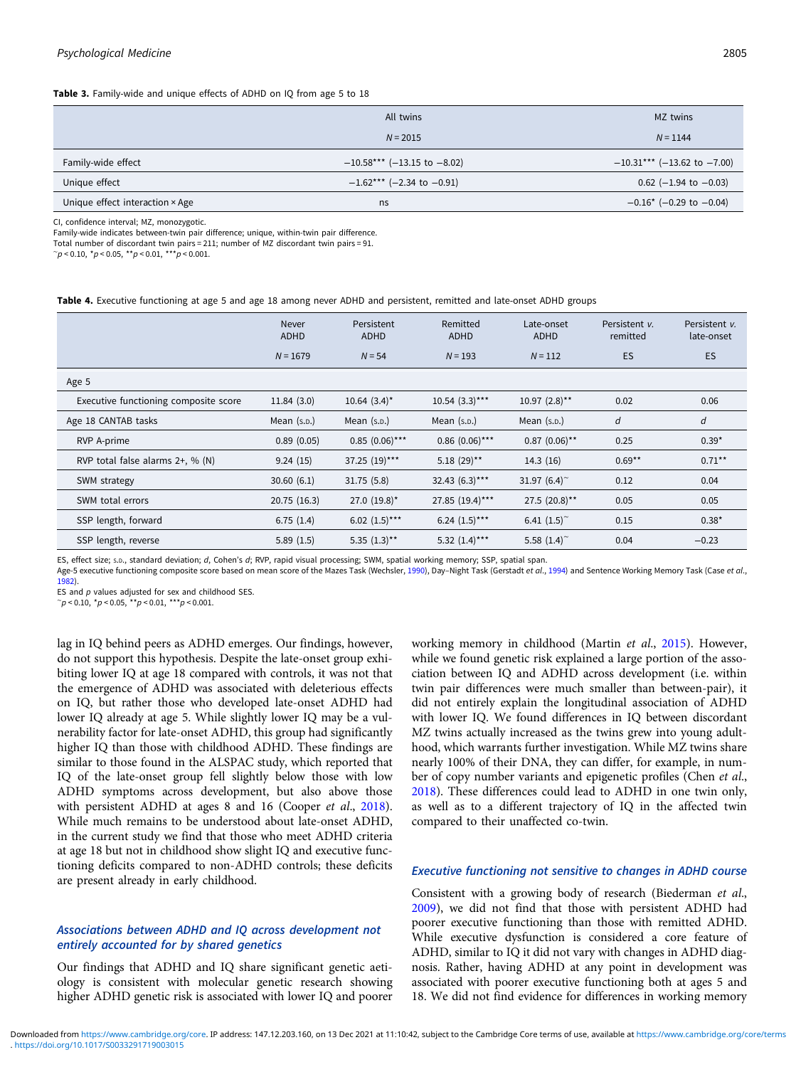**Table 3.** Family-wide and unique effects of ADHD on IQ from age 5 to 18

| | All twins | MZ twins |
|---|---|---|
| | $N = 2015$ | $N = 1144$ |
| Family-wide effect | −10.58*** (−13.15 to −8.02) | −10.31*** (−13.62 to −7.00) |
| Unique effect | −1.62*** (−2.34 to −0.91) | 0.62 (−1.94 to −0.03) |
| Unique effect interaction × Age | ns | −0.16* (−0.29 to −0.04) |

CI, confidence interval; MZ, monozygotic.
Family-wide indicates between-twin pair difference; unique, within-twin pair difference.
Total number of discordant twin pairs = 211; number of MZ discordant twin pairs = 91.
~$p < 0.10$, *$p < 0.05$, **$p < 0.01$, ***$p < 0.001$.

**Table 4.** Executive functioning at age 5 and age 18 among never ADHD and persistent, remitted and late-onset ADHD groups

| | Never ADHD | Persistent ADHD | Remitted ADHD | Late-onset ADHD | Persistent *v.* remitted | Persistent *v.* late-onset |
|---|---|---|---|---|---|---|
| | $N = 1679$ | $N = 54$ | $N = 193$ | $N = 112$ | ES | ES |
| Age 5 | | | | | | |
| Executive functioning composite score | 11.84 (3.0) | 10.64 (3.4)* | 10.54 (3.3)*** | 10.97 (2.8)** | 0.02 | 0.06 |
| Age 18 CANTAB tasks | Mean (S.D.) | Mean (S.D.) | Mean (S.D.) | Mean (S.D.) | *d* | *d* |
| RVP A-prime | 0.89 (0.05) | 0.85 (0.06)*** | 0.86 (0.06)*** | 0.87 (0.06)** | 0.25 | 0.39* |
| RVP total false alarms 2+, % (N) | 9.24 (15) | 37.25 (19)*** | 5.18 (29)** | 14.3 (16) | 0.69** | 0.71** |
| SWM strategy | 30.60 (6.1) | 31.75 (5.8) | 32.43 (6.3)*** | 31.97 (6.4)~ | 0.12 | 0.04 |
| SWM total errors | 20.75 (16.3) | 27.0 (19.8)* | 27.85 (19.4)*** | 27.5 (20.8)** | 0.05 | 0.05 |
| SSP length, forward | 6.75 (1.4) | 6.02 (1.5)*** | 6.24 (1.5)*** | 6.41 (1.5)~ | 0.15 | 0.38* |
| SSP length, reverse | 5.89 (1.5) | 5.35 (1.3)** | 5.32 (1.4)*** | 5.58 (1.4)~ | 0.04 | −0.23 |

ES, effect size; S.D., standard deviation; *d*, Cohen's *d*; RVP, rapid visual processing; SWM, spatial working memory; SSP, spatial span.
Age-5 executive functioning composite score based on mean score of the Mazes Task (Wechsler, 1990), Day–Night Task (Gerstadt *et al.*, 1994) and Sentence Working Memory Task (Case *et al.*, 1982).
ES and *p* values adjusted for sex and childhood SES.
~$p < 0.10$, *$p < 0.05$, **$p < 0.01$, ***$p < 0.001$.

lag in IQ behind peers as ADHD emerges. Our findings, however, do not support this hypothesis. Despite the late-onset group exhibiting lower IQ at age 18 compared with controls, it was not that the emergence of ADHD was associated with deleterious effects on IQ, but rather those who developed late-onset ADHD had lower IQ already at age 5. While slightly lower IQ may be a vulnerability factor for late-onset ADHD, this group had significantly higher IQ than those with childhood ADHD. These findings are similar to those found in the ALSPAC study, which reported that IQ of the late-onset group fell slightly below those with low ADHD symptoms across development, but also above those with persistent ADHD at ages 8 and 16 (Cooper *et al.*, 2018). While much remains to be understood about late-onset ADHD, in the current study we find that those who meet ADHD criteria at age 18 but not in childhood show slight IQ and executive functioning deficits compared to non-ADHD controls; these deficits are present already in early childhood.

### Associations between ADHD and IQ across development not entirely accounted for by shared genetics

Our findings that ADHD and IQ share significant genetic aetiology is consistent with molecular genetic research showing higher ADHD genetic risk is associated with lower IQ and poorer working memory in childhood (Martin *et al.*, 2015). However, while we found genetic risk explained a large portion of the association between IQ and ADHD across development (i.e. within twin pair differences were much smaller than between-pair), it did not entirely explain the longitudinal association of ADHD with lower IQ. We found differences in IQ between discordant MZ twins actually increased as the twins grew into young adulthood, which warrants further investigation. While MZ twins share nearly 100% of their DNA, they can differ, for example, in number of copy number variants and epigenetic profiles (Chen *et al.*, 2018). These differences could lead to ADHD in one twin only, as well as to a different trajectory of IQ in the affected twin compared to their unaffected co-twin.

### Executive functioning not sensitive to changes in ADHD course

Consistent with a growing body of research (Biederman *et al.*, 2009), we did not find that those with persistent ADHD had poorer executive functioning than those with remitted ADHD. While executive dysfunction is considered a core feature of ADHD, similar to IQ it did not vary with changes in ADHD diagnosis. Rather, having ADHD at any point in development was associated with poorer executive functioning both at ages 5 and 18. We did not find evidence for differences in working memory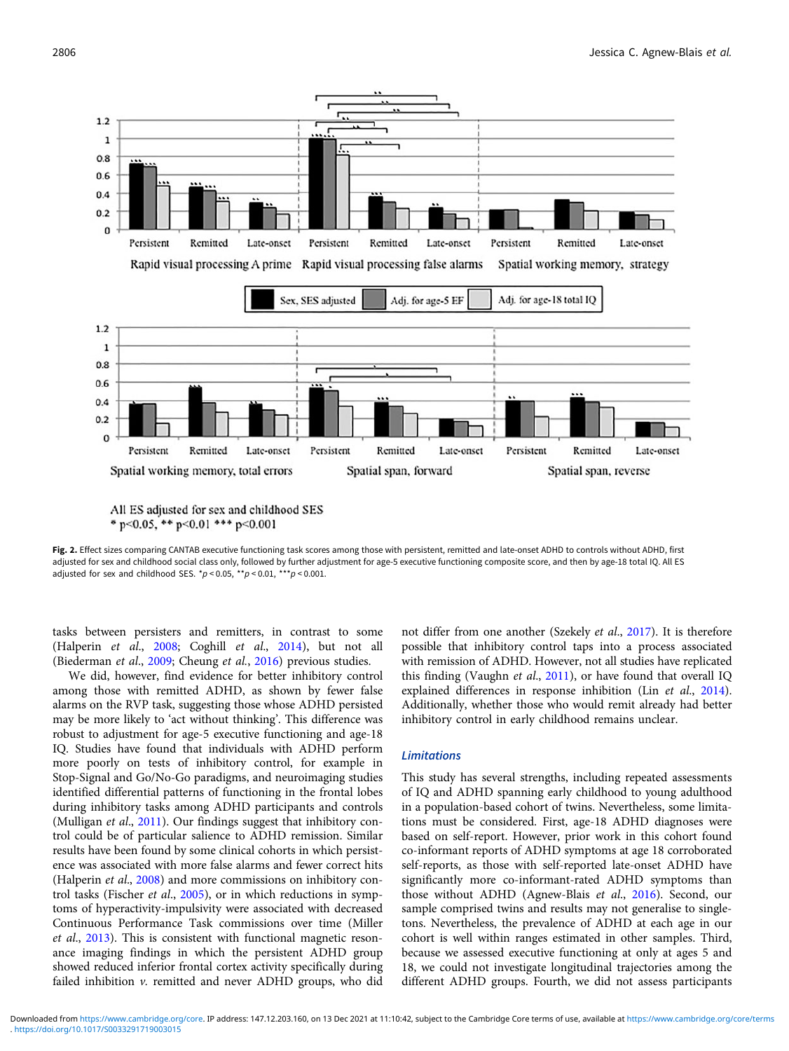**Fig. 2.** Effect sizes comparing CANTAB executive functioning task scores among those with persistent, remitted and late-onset ADHD to controls without ADHD, first adjusted for sex and childhood social class only, followed by further adjustment for age-5 executive functioning composite score, and then by age-18 total IQ. All ES adjusted for sex and childhood SES. \*$p < 0.05$, \*\*$p < 0.01$, \*\*\*$p < 0.001$.

tasks between persisters and remitters, in contrast to some (Halperin *et al.*, 2008; Coghill *et al.*, 2014), but not all (Biederman *et al.*, 2009; Cheung *et al.*, 2016) previous studies.

We did, however, find evidence for better inhibitory control among those with remitted ADHD, as shown by fewer false alarms on the RVP task, suggesting those whose ADHD persisted may be more likely to 'act without thinking'. This difference was robust to adjustment for age-5 executive functioning and age-18 IQ. Studies have found that individuals with ADHD perform more poorly on tests of inhibitory control, for example in Stop-Signal and Go/No-Go paradigms, and neuroimaging studies identified differential patterns of functioning in the frontal lobes during inhibitory tasks among ADHD participants and controls (Mulligan *et al.*, 2011). Our findings suggest that inhibitory control could be of particular salience to ADHD remission. Similar results have been found by some clinical cohorts in which persistence was associated with more false alarms and fewer correct hits (Halperin *et al.*, 2008) and more commissions on inhibitory control tasks (Fischer *et al.*, 2005), or in which reductions in symptoms of hyperactivity-impulsivity were associated with decreased Continuous Performance Task commissions over time (Miller *et al.*, 2013). This is consistent with functional magnetic resonance imaging findings in which the persistent ADHD group showed reduced inferior frontal cortex activity specifically during failed inhibition *v.* remitted and never ADHD groups, who did not differ from one another (Szekely *et al.*, 2017). It is therefore possible that inhibitory control taps into a process associated with remission of ADHD. However, not all studies have replicated this finding (Vaughn *et al.*, 2011), or have found that overall IQ explained differences in response inhibition (Lin *et al.*, 2014). Additionally, whether those who would remit already had better inhibitory control in early childhood remains unclear.

### Limitations

This study has several strengths, including repeated assessments of IQ and ADHD spanning early childhood to young adulthood in a population-based cohort of twins. Nevertheless, some limitations must be considered. First, age-18 ADHD diagnoses were based on self-report. However, prior work in this cohort found co-informant reports of ADHD symptoms at age 18 corroborated self-reports, as those with self-reported late-onset ADHD have significantly more co-informant-rated ADHD symptoms than those without ADHD (Agnew-Blais *et al.*, 2016). Second, our sample comprised twins and results may not generalise to singletons. Nevertheless, the prevalence of ADHD at each age in our cohort is well within ranges estimated in other samples. Third, because we assessed executive functioning at only at ages 5 and 18, we could not investigate longitudinal trajectories among the different ADHD groups. Fourth, we did not assess participants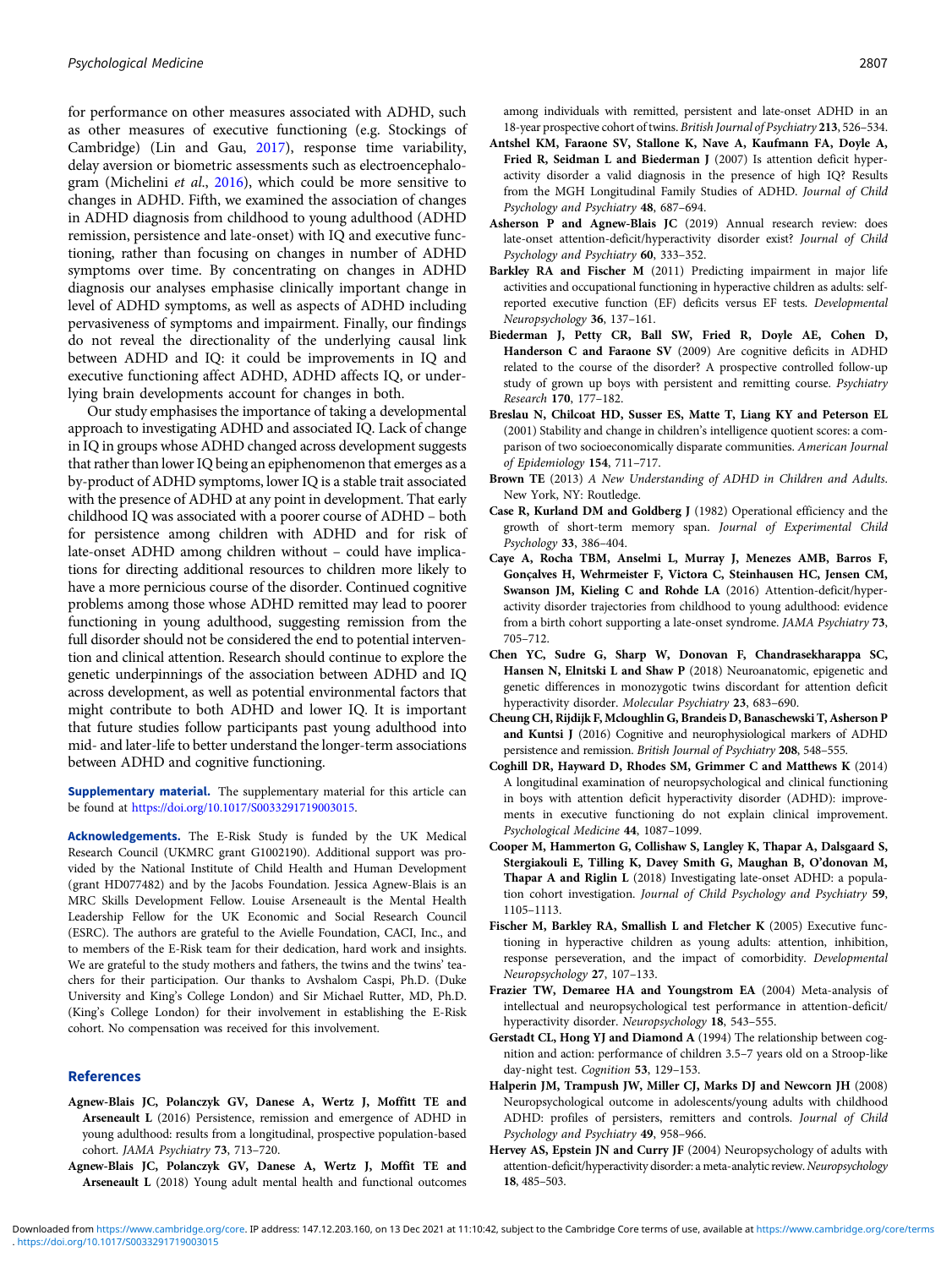for performance on other measures associated with ADHD, such as other measures of executive functioning (e.g. Stockings of Cambridge) (Lin and Gau, 2017), response time variability, delay aversion or biometric assessments such as electroencephalogram (Michelini *et al*., 2016), which could be more sensitive to changes in ADHD. Fifth, we examined the association of changes in ADHD diagnosis from childhood to young adulthood (ADHD remission, persistence and late-onset) with IQ and executive functioning, rather than focusing on changes in number of ADHD symptoms over time. By concentrating on changes in ADHD diagnosis our analyses emphasise clinically important change in level of ADHD symptoms, as well as aspects of ADHD including pervasiveness of symptoms and impairment. Finally, our findings do not reveal the directionality of the underlying causal link between ADHD and IQ: it could be improvements in IQ and executive functioning affect ADHD, ADHD affects IQ, or underlying brain developments account for changes in both.

Our study emphasises the importance of taking a developmental approach to investigating ADHD and associated IQ. Lack of change in IQ in groups whose ADHD changed across development suggests that rather than lower IQ being an epiphenomenon that emerges as a by-product of ADHD symptoms, lower IQ is a stable trait associated with the presence of ADHD at any point in development. That early childhood IQ was associated with a poorer course of ADHD – both for persistence among children with ADHD and for risk of late-onset ADHD among children without – could have implications for directing additional resources to children more likely to have a more pernicious course of the disorder. Continued cognitive problems among those whose ADHD remitted may lead to poorer functioning in young adulthood, suggesting remission from the full disorder should not be considered the end to potential intervention and clinical attention. Research should continue to explore the genetic underpinnings of the association between ADHD and IQ across development, as well as potential environmental factors that might contribute to both ADHD and lower IQ. It is important that future studies follow participants past young adulthood into mid- and later-life to better understand the longer-term associations between ADHD and cognitive functioning.

**Supplementary material.** The supplementary material for this article can be found at https://doi.org/10.1017/S0033291719003015.

**Acknowledgements.** The E-Risk Study is funded by the UK Medical Research Council (UKMRC grant G1002190). Additional support was provided by the National Institute of Child Health and Human Development (grant HD077482) and by the Jacobs Foundation. Jessica Agnew-Blais is an MRC Skills Development Fellow. Louise Arseneault is the Mental Health Leadership Fellow for the UK Economic and Social Research Council (ESRC). The authors are grateful to the Avielle Foundation, CACI, Inc., and to members of the E-Risk team for their dedication, hard work and insights. We are grateful to the study mothers and fathers, the twins and the twins' teachers for their participation. Our thanks to Avshalom Caspi, Ph.D. (Duke University and King's College London) and Sir Michael Rutter, MD, Ph.D. (King's College London) for their involvement in establishing the E-Risk cohort. No compensation was received for this involvement.

## References

**Agnew-Blais JC, Polanczyk GV, Danese A, Wertz J, Moffitt TE and Arseneault L** (2016) Persistence, remission and emergence of ADHD in young adulthood: results from a longitudinal, prospective population-based cohort. *JAMA Psychiatry* **73**, 713–720.

**Agnew-Blais JC, Polanczyk GV, Danese A, Wertz J, Moffit TE and Arseneault L** (2018) Young adult mental health and functional outcomes among individuals with remitted, persistent and late-onset ADHD in an 18-year prospective cohort of twins. *British Journal of Psychiatry* **213**, 526–534.

**Antshel KM, Faraone SV, Stallone K, Nave A, Kaufmann FA, Doyle A, Fried R, Seidman L and Biederman J** (2007) Is attention deficit hyperactivity disorder a valid diagnosis in the presence of high IQ? Results from the MGH Longitudinal Family Studies of ADHD. *Journal of Child Psychology and Psychiatry* **48**, 687–694.

**Asherson P and Agnew-Blais JC** (2019) Annual research review: does late-onset attention-deficit/hyperactivity disorder exist? *Journal of Child Psychology and Psychiatry* **60**, 333–352.

**Barkley RA and Fischer M** (2011) Predicting impairment in major life activities and occupational functioning in hyperactive children as adults: self-reported executive function (EF) deficits versus EF tests. *Developmental Neuropsychology* **36**, 137–161.

**Biederman J, Petty CR, Ball SW, Fried R, Doyle AE, Cohen D, Handerson C and Faraone SV** (2009) Are cognitive deficits in ADHD related to the course of the disorder? A prospective controlled follow-up study of grown up boys with persistent and remitting course. *Psychiatry Research* **170**, 177–182.

**Breslau N, Chilcoat HD, Susser ES, Matte T, Liang KY and Peterson EL** (2001) Stability and change in children's intelligence quotient scores: a comparison of two socioeconomically disparate communities. *American Journal of Epidemiology* **154**, 711–717.

**Brown TE** (2013) *A New Understanding of ADHD in Children and Adults*. New York, NY: Routledge.

**Case R, Kurland DM and Goldberg J** (1982) Operational efficiency and the growth of short-term memory span. *Journal of Experimental Child Psychology* **33**, 386–404.

**Caye A, Rocha TBM, Anselmi L, Murray J, Menezes AMB, Barros F, Gonçalves H, Wehrmeister F, Victora C, Steinhausen HC, Jensen CM, Swanson JM, Kieling C and Rohde LA** (2016) Attention-deficit/hyperactivity disorder trajectories from childhood to young adulthood: evidence from a birth cohort supporting a late-onset syndrome. *JAMA Psychiatry* **73**, 705–712.

**Chen YC, Sudre G, Sharp W, Donovan F, Chandrasekharappa SC, Hansen N, Elnitski L and Shaw P** (2018) Neuroanatomic, epigenetic and genetic differences in monozygotic twins discordant for attention deficit hyperactivity disorder. *Molecular Psychiatry* **23**, 683–690.

**Cheung CH, Rijdijk F, Mcloughlin G, Brandeis D, Banaschewski T, Asherson P and Kuntsi J** (2016) Cognitive and neurophysiological markers of ADHD persistence and remission. *British Journal of Psychiatry* **208**, 548–555.

**Coghill DR, Hayward D, Rhodes SM, Grimmer C and Matthews K** (2014) A longitudinal examination of neuropsychological and clinical functioning in boys with attention deficit hyperactivity disorder (ADHD): improvements in executive functioning do not explain clinical improvement. *Psychological Medicine* **44**, 1087–1099.

**Cooper M, Hammerton G, Collishaw S, Langley K, Thapar A, Dalsgaard S, Stergiakouli E, Tilling K, Davey Smith G, Maughan B, O'donovan M, Thapar A and Riglin L** (2018) Investigating late-onset ADHD: a population cohort investigation. *Journal of Child Psychology and Psychiatry* **59**, 1105–1113.

**Fischer M, Barkley RA, Smallish L and Fletcher K** (2005) Executive functioning in hyperactive children as young adults: attention, inhibition, response perseveration, and the impact of comorbidity. *Developmental Neuropsychology* **27**, 107–133.

**Frazier TW, Demaree HA and Youngstrom EA** (2004) Meta-analysis of intellectual and neuropsychological test performance in attention-deficit/hyperactivity disorder. *Neuropsychology* **18**, 543–555.

**Gerstadt CL, Hong YJ and Diamond A** (1994) The relationship between cognition and action: performance of children 3.5–7 years old on a Stroop-like day-night test. *Cognition* **53**, 129–153.

**Halperin JM, Trampush JW, Miller CJ, Marks DJ and Newcorn JH** (2008) Neuropsychological outcome in adolescents/young adults with childhood ADHD: profiles of persisters, remitters and controls. *Journal of Child Psychology and Psychiatry* **49**, 958–966.

**Hervey AS, Epstein JN and Curry JF** (2004) Neuropsychology of adults with attention-deficit/hyperactivity disorder: a meta-analytic review. *Neuropsychology* **18**, 485–503.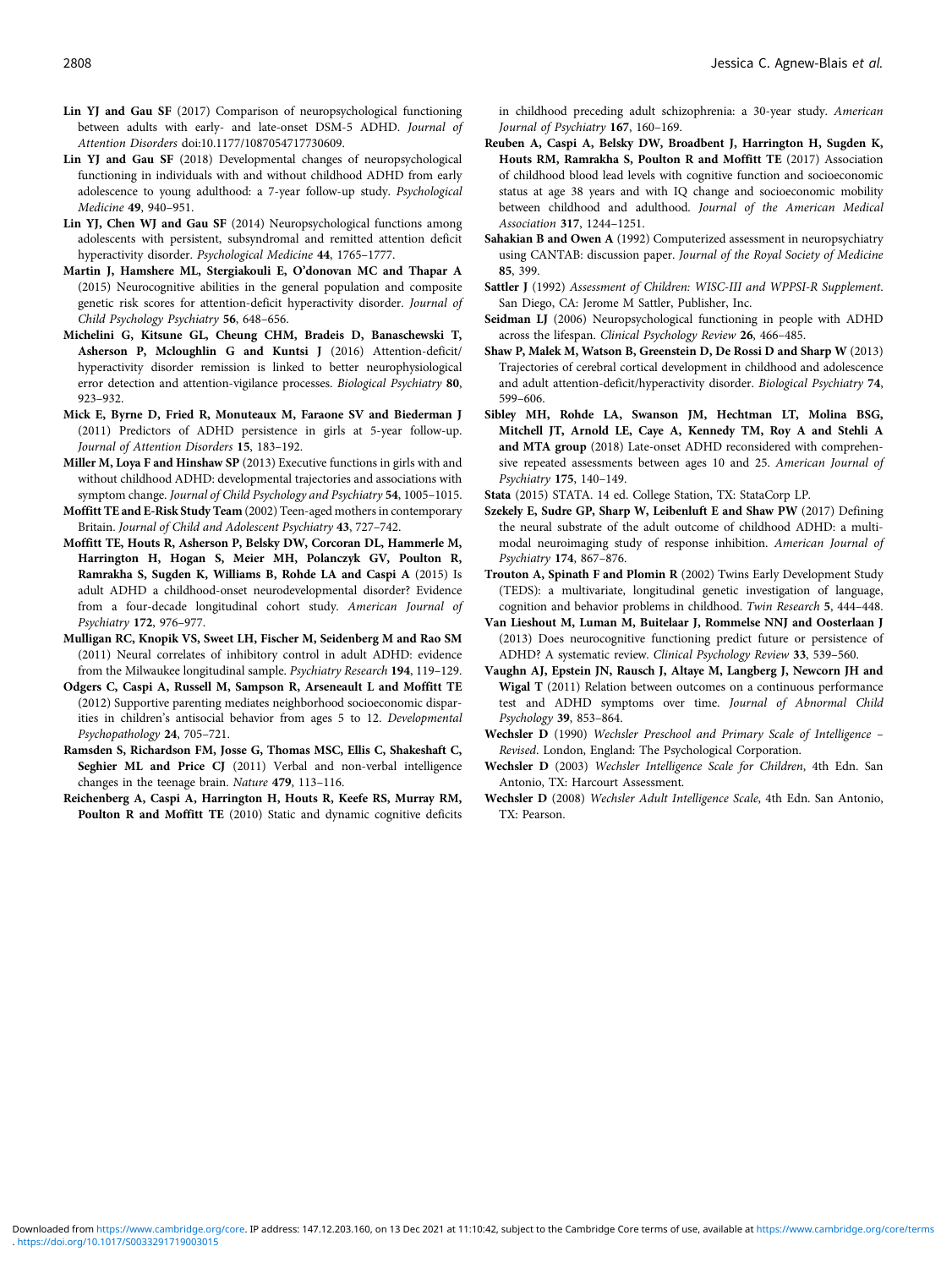**Lin YJ and Gau SF** (2017) Comparison of neuropsychological functioning between adults with early- and late-onset DSM-5 ADHD. *Journal of Attention Disorders* doi:10.1177/1087054717730609.

**Lin YJ and Gau SF** (2018) Developmental changes of neuropsychological functioning in individuals with and without childhood ADHD from early adolescence to young adulthood: a 7-year follow-up study. *Psychological Medicine* **49**, 940–951.

**Lin YJ, Chen WJ and Gau SF** (2014) Neuropsychological functions among adolescents with persistent, subsyndromal and remitted attention deficit hyperactivity disorder. *Psychological Medicine* **44**, 1765–1777.

**Martin J, Hamshere ML, Stergiakouli E, O'donovan MC and Thapar A** (2015) Neurocognitive abilities in the general population and composite genetic risk scores for attention-deficit hyperactivity disorder. *Journal of Child Psychology Psychiatry* **56**, 648–656.

**Michelini G, Kitsune GL, Cheung CHM, Bradeis D, Banaschewski T, Asherson P, Mcloughlin G and Kuntsi J** (2016) Attention-deficit/hyperactivity disorder remission is linked to better neurophysiological error detection and attention-vigilance processes. *Biological Psychiatry* **80**, 923–932.

**Mick E, Byrne D, Fried R, Monuteaux M, Faraone SV and Biederman J** (2011) Predictors of ADHD persistence in girls at 5-year follow-up. *Journal of Attention Disorders* **15**, 183–192.

**Miller M, Loya F and Hinshaw SP** (2013) Executive functions in girls with and without childhood ADHD: developmental trajectories and associations with symptom change. *Journal of Child Psychology and Psychiatry* **54**, 1005–1015.

**Moffitt TE and E-Risk Study Team** (2002) Teen-aged mothers in contemporary Britain. *Journal of Child and Adolescent Psychiatry* **43**, 727–742.

**Moffitt TE, Houts R, Asherson P, Belsky DW, Corcoran DL, Hammerle M, Harrington H, Hogan S, Meier MH, Polanczyk GV, Poulton R, Ramrakha S, Sugden K, Williams B, Rohde LA and Caspi A** (2015) Is adult ADHD a childhood-onset neurodevelopmental disorder? Evidence from a four-decade longitudinal cohort study. *American Journal of Psychiatry* **172**, 976–977.

**Mulligan RC, Knopik VS, Sweet LH, Fischer M, Seidenberg M and Rao SM** (2011) Neural correlates of inhibitory control in adult ADHD: evidence from the Milwaukee longitudinal sample. *Psychiatry Research* **194**, 119–129.

**Odgers C, Caspi A, Russell M, Sampson R, Arseneault L and Moffitt TE** (2012) Supportive parenting mediates neighborhood socioeconomic disparities in children's antisocial behavior from ages 5 to 12. *Developmental Psychopathology* **24**, 705–721.

**Ramsden S, Richardson FM, Josse G, Thomas MSC, Ellis C, Shakeshaft C, Seghier ML and Price CJ** (2011) Verbal and non-verbal intelligence changes in the teenage brain. *Nature* **479**, 113–116.

**Reichenberg A, Caspi A, Harrington H, Houts R, Keefe RS, Murray RM, Poulton R and Moffitt TE** (2010) Static and dynamic cognitive deficits in childhood preceding adult schizophrenia: a 30-year study. *American Journal of Psychiatry* **167**, 160–169.

**Reuben A, Caspi A, Belsky DW, Broadbent J, Harrington H, Sugden K, Houts RM, Ramrakha S, Poulton R and Moffitt TE** (2017) Association of childhood blood lead levels with cognitive function and socioeconomic status at age 38 years and with IQ change and socioeconomic mobility between childhood and adulthood. *Journal of the American Medical Association* **317**, 1244–1251.

**Sahakian B and Owen A** (1992) Computerized assessment in neuropsychiatry using CANTAB: discussion paper. *Journal of the Royal Society of Medicine* **85**, 399.

**Sattler J** (1992) *Assessment of Children: WISC-III and WPPSI-R Supplement*. San Diego, CA: Jerome M Sattler, Publisher, Inc.

**Seidman LJ** (2006) Neuropsychological functioning in people with ADHD across the lifespan. *Clinical Psychology Review* **26**, 466–485.

**Shaw P, Malek M, Watson B, Greenstein D, De Rossi D and Sharp W** (2013) Trajectories of cerebral cortical development in childhood and adolescence and adult attention-deficit/hyperactivity disorder. *Biological Psychiatry* **74**, 599–606.

**Sibley MH, Rohde LA, Swanson JM, Hechtman LT, Molina BSG, Mitchell JT, Arnold LE, Caye A, Kennedy TM, Roy A and Stehli A and MTA group** (2018) Late-onset ADHD reconsidered with comprehensive repeated assessments between ages 10 and 25. *American Journal of Psychiatry* **175**, 140–149.

**Stata** (2015) STATA. 14 ed. College Station, TX: StataCorp LP.

**Szekely E, Sudre GP, Sharp W, Leibenluft E and Shaw PW** (2017) Defining the neural substrate of the adult outcome of childhood ADHD: a multimodal neuroimaging study of response inhibition. *American Journal of Psychiatry* **174**, 867–876.

**Trouton A, Spinath F and Plomin R** (2002) Twins Early Development Study (TEDS): a multivariate, longitudinal genetic investigation of language, cognition and behavior problems in childhood. *Twin Research* **5**, 444–448.

**Van Lieshout M, Luman M, Buitelaar J, Rommelse NNJ and Oosterlaan J** (2013) Does neurocognitive functioning predict future or persistence of ADHD? A systematic review. *Clinical Psychology Review* **33**, 539–560.

**Vaughn AJ, Epstein JN, Rausch J, Altaye M, Langberg J, Newcorn JH and Wigal T** (2011) Relation between outcomes on a continuous performance test and ADHD symptoms over time. *Journal of Abnormal Child Psychology* **39**, 853–864.

**Wechsler D** (1990) *Wechsler Preschool and Primary Scale of Intelligence – Revised*. London, England: The Psychological Corporation.

**Wechsler D** (2003) *Wechsler Intelligence Scale for Children*, 4th Edn. San Antonio, TX: Harcourt Assessment.

**Wechsler D** (2008) *Wechsler Adult Intelligence Scale*, 4th Edn. San Antonio, TX: Pearson.